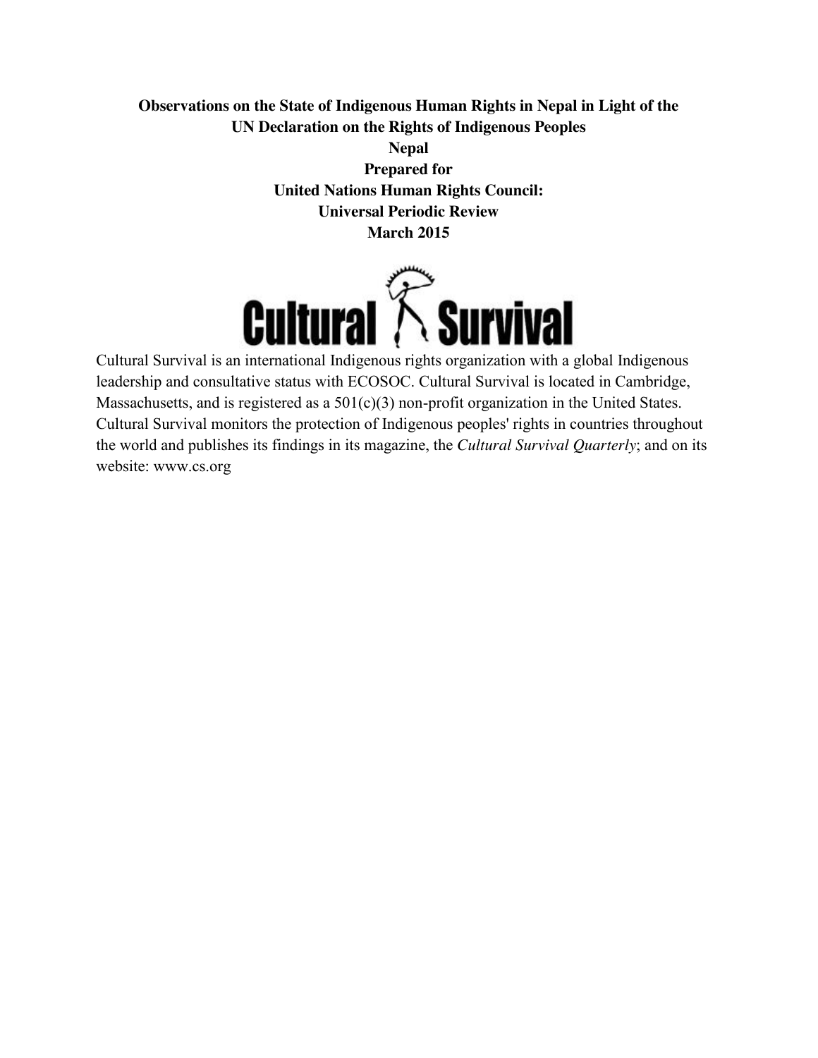**Observations on the State of Indigenous Human Rights in Nepal in Light of the UN Declaration on the Rights of Indigenous Peoples**

**Nepal**

**Prepared for**

**United Nations Human Rights Council:**

**Universal Periodic Review**

**March 2015**

Cultural Survival

Cultural Survival is an international Indigenous rights organization with a global Indigenous leadership and consultative status with ECOSOC. Cultural Survival is located in Cambridge, Massachusetts, and is registered as a 501(c)(3) non-profit organization in the United States. Cultural Survival monitors the protection of Indigenous peoples' rights in countries throughout the world and publishes its findings in its magazine, the *Cultural Survival Quarterly*; and on its website: www.cs.org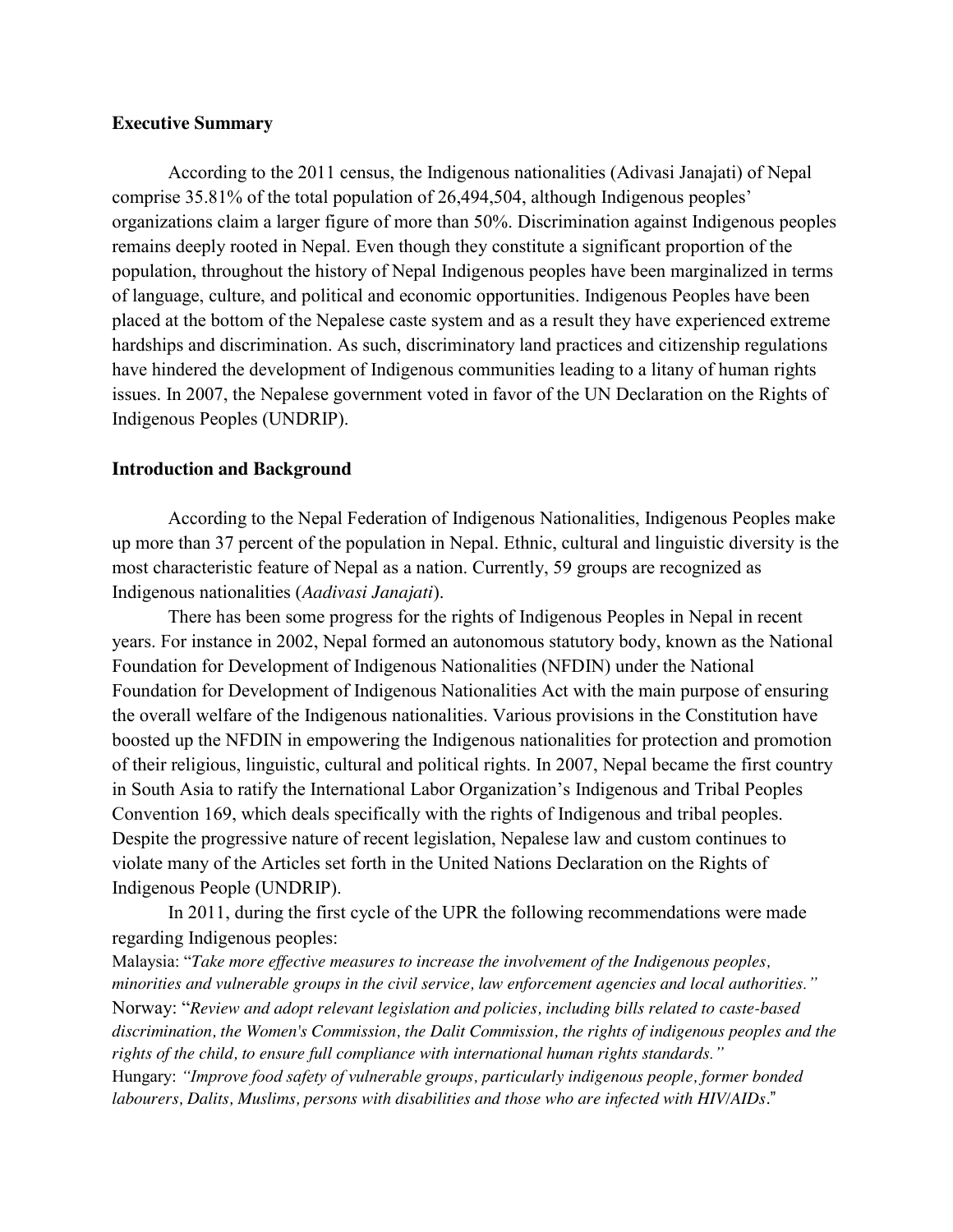**Executive Summary**

According to the 2011 census, the Indigenous nationalities (Adivasi Janajati) of Nepal comprise 35.81% of the total population of 26,494,504, although Indigenous peoples' organizations claim a larger figure of more than 50%. Discrimination against Indigenous peoples remains deeply rooted in Nepal. Even though they constitute a significant proportion of the population, throughout the history of Nepal Indigenous peoples have been marginalized in terms of language, culture, and political and economic opportunities. Indigenous Peoples have been placed at the bottom of the Nepalese caste system and as a result they have experienced extreme hardships and discrimination. As such, discriminatory land practices and citizenship regulations have hindered the development of Indigenous communities leading to a litany of human rights issues. In 2007, the Nepalese government voted in favor of the UN Declaration on the Rights of Indigenous Peoples (UNDRIP).

**Introduction and Background**

According to the Nepal Federation of Indigenous Nationalities, Indigenous Peoples make up more than 37 percent of the population in Nepal. Ethnic, cultural and linguistic diversity is the most characteristic feature of Nepal as a nation. Currently, 59 groups are recognized as Indigenous nationalities (*Aadivasi Janajati*).

There has been some progress for the rights of Indigenous Peoples in Nepal in recent years. For instance in 2002, Nepal formed an autonomous statutory body, known as the National Foundation for Development of Indigenous Nationalities (NFDIN) under the National Foundation for Development of Indigenous Nationalities Act with the main purpose of ensuring the overall welfare of the Indigenous nationalities. Various provisions in the Constitution have boosted up the NFDIN in empowering the Indigenous nationalities for protection and promotion of their religious, linguistic, cultural and political rights. In 2007, Nepal became the first country in South Asia to ratify the International Labor Organization's Indigenous and Tribal Peoples Convention 169, which deals specifically with the rights of Indigenous and tribal peoples. Despite the progressive nature of recent legislation, Nepalese law and custom continues to violate many of the Articles set forth in the United Nations Declaration on the Rights of Indigenous People (UNDRIP).

In 2011, during the first cycle of the UPR the following recommendations were made regarding Indigenous peoples:

Malaysia: "*Take more effective measures to increase the involvement of the Indigenous peoples, minorities and vulnerable groups in the civil service, law enforcement agencies and local authorities.*"

Norway: "*Review and adopt relevant legislation and policies, including bills related to caste-based discrimination, the Women's Commission, the Dalit Commission, the rights of indigenous peoples and the rights of the child, to ensure full compliance with international human rights standards.*"

Hungary: *"Improve food safety of vulnerable groups, particularly indigenous people, former bonded labourers, Dalits, Muslims, persons with disabilities and those who are infected with HIV/AIDs*."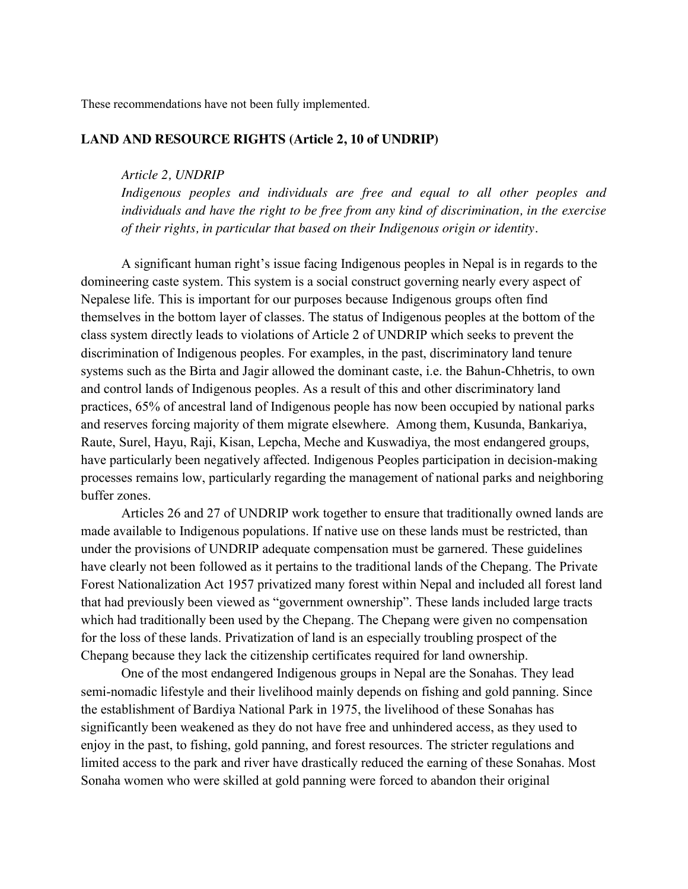These recommendations have not been fully implemented.

## LAND AND RESOURCE RIGHTS (Article 2, 10 of UNDRIP)

> *Article 2, UNDRIP*
> *Indigenous peoples and individuals are free and equal to all other peoples and individuals and have the right to be free from any kind of discrimination, in the exercise of their rights, in particular that based on their Indigenous origin or identity.*

A significant human right's issue facing Indigenous peoples in Nepal is in regards to the domineering caste system. This system is a social construct governing nearly every aspect of Nepalese life. This is important for our purposes because Indigenous groups often find themselves in the bottom layer of classes. The status of Indigenous peoples at the bottom of the class system directly leads to violations of Article 2 of UNDRIP which seeks to prevent the discrimination of Indigenous peoples. For examples, in the past, discriminatory land tenure systems such as the Birta and Jagir allowed the dominant caste, i.e. the Bahun-Chhetris, to own and control lands of Indigenous peoples. As a result of this and other discriminatory land practices, 65% of ancestral land of Indigenous people has now been occupied by national parks and reserves forcing majority of them migrate elsewhere. Among them, Kusunda, Bankariya, Raute, Surel, Hayu, Raji, Kisan, Lepcha, Meche and Kuswadiya, the most endangered groups, have particularly been negatively affected. Indigenous Peoples participation in decision-making processes remains low, particularly regarding the management of national parks and neighboring buffer zones.

Articles 26 and 27 of UNDRIP work together to ensure that traditionally owned lands are made available to Indigenous populations. If native use on these lands must be restricted, than under the provisions of UNDRIP adequate compensation must be garnered. These guidelines have clearly not been followed as it pertains to the traditional lands of the Chepang. The Private Forest Nationalization Act 1957 privatized many forest within Nepal and included all forest land that had previously been viewed as "government ownership". These lands included large tracts which had traditionally been used by the Chepang. The Chepang were given no compensation for the loss of these lands. Privatization of land is an especially troubling prospect of the Chepang because they lack the citizenship certificates required for land ownership.

One of the most endangered Indigenous groups in Nepal are the Sonahas. They lead semi-nomadic lifestyle and their livelihood mainly depends on fishing and gold panning. Since the establishment of Bardiya National Park in 1975, the livelihood of these Sonahas has significantly been weakened as they do not have free and unhindered access, as they used to enjoy in the past, to fishing, gold panning, and forest resources. The stricter regulations and limited access to the park and river have drastically reduced the earning of these Sonahas. Most Sonaha women who were skilled at gold panning were forced to abandon their original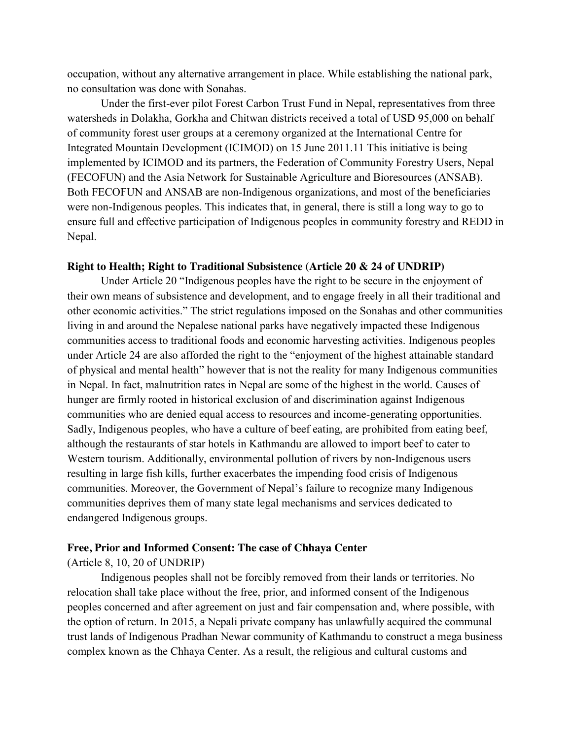occupation, without any alternative arrangement in place. While establishing the national park, no consultation was done with Sonahas.

Under the first-ever pilot Forest Carbon Trust Fund in Nepal, representatives from three watersheds in Dolakha, Gorkha and Chitwan districts received a total of USD 95,000 on behalf of community forest user groups at a ceremony organized at the International Centre for Integrated Mountain Development (ICIMOD) on 15 June 2011.[11] This initiative is being implemented by ICIMOD and its partners, the Federation of Community Forestry Users, Nepal (FECOFUN) and the Asia Network for Sustainable Agriculture and Bioresources (ANSAB). Both FECOFUN and ANSAB are non-Indigenous organizations, and most of the beneficiaries were non-Indigenous peoples. This indicates that, in general, there is still a long way to go to ensure full and effective participation of Indigenous peoples in community forestry and REDD in Nepal.

**Right to Health; Right to Traditional Subsistence (Article 20 & 24 of UNDRIP)**

Under Article 20 "Indigenous peoples have the right to be secure in the enjoyment of their own means of subsistence and development, and to engage freely in all their traditional and other economic activities." The strict regulations imposed on the Sonahas and other communities living in and around the Nepalese national parks have negatively impacted these Indigenous communities access to traditional foods and economic harvesting activities. Indigenous peoples under Article 24 are also afforded the right to the "enjoyment of the highest attainable standard of physical and mental health" however that is not the reality for many Indigenous communities in Nepal. In fact, malnutrition rates in Nepal are some of the highest in the world. Causes of hunger are firmly rooted in historical exclusion of and discrimination against Indigenous communities who are denied equal access to resources and income-generating opportunities. Sadly, Indigenous peoples, who have a culture of beef eating, are prohibited from eating beef, although the restaurants of star hotels in Kathmandu are allowed to import beef to cater to Western tourism. Additionally, environmental pollution of rivers by non-Indigenous users resulting in large fish kills, further exacerbates the impending food crisis of Indigenous communities. Moreover, the Government of Nepal's failure to recognize many Indigenous communities deprives them of many state legal mechanisms and services dedicated to endangered Indigenous groups.

**Free, Prior and Informed Consent: The case of Chhaya Center**

(Article 8, 10, 20 of UNDRIP)

Indigenous peoples shall not be forcibly removed from their lands or territories. No relocation shall take place without the free, prior, and informed consent of the Indigenous peoples concerned and after agreement on just and fair compensation and, where possible, with the option of return. In 2015, a Nepali private company has unlawfully acquired the communal trust lands of Indigenous Pradhan Newar community of Kathmandu to construct a mega business complex known as the Chhaya Center. As a result, the religious and cultural customs and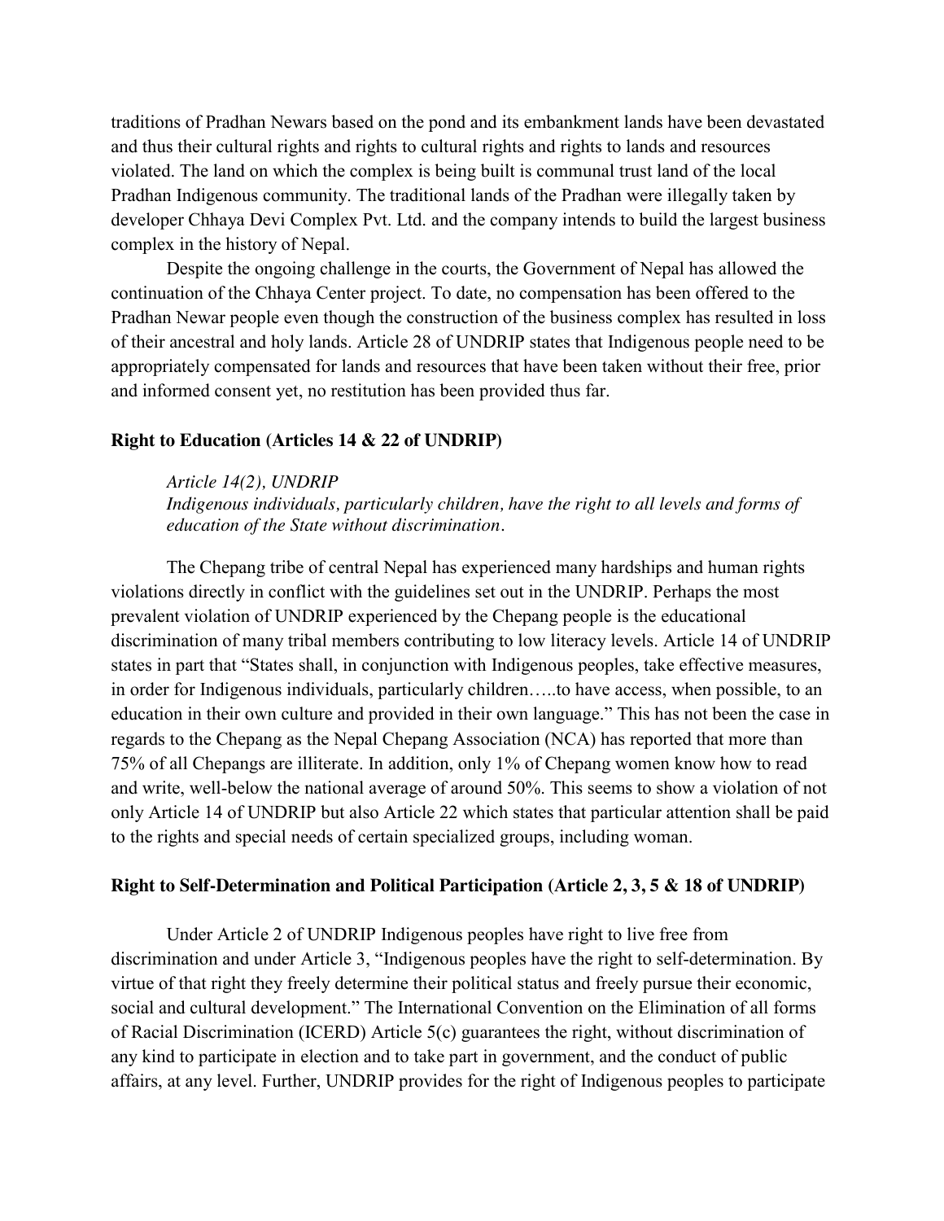traditions of Pradhan Newars based on the pond and its embankment lands have been devastated and thus their cultural rights and rights to cultural rights and rights to lands and resources violated. The land on which the complex is being built is communal trust land of the local Pradhan Indigenous community. The traditional lands of the Pradhan were illegally taken by developer Chhaya Devi Complex Pvt. Ltd. and the company intends to build the largest business complex in the history of Nepal.

Despite the ongoing challenge in the courts, the Government of Nepal has allowed the continuation of the Chhaya Center project. To date, no compensation has been offered to the Pradhan Newar people even though the construction of the business complex has resulted in loss of their ancestral and holy lands. Article 28 of UNDRIP states that Indigenous people need to be appropriately compensated for lands and resources that have been taken without their free, prior and informed consent yet, no restitution has been provided thus far.

### Right to Education (Articles 14 & 22 of UNDRIP)

> *Article 14(2), UNDRIP*
> *Indigenous individuals, particularly children, have the right to all levels and forms of education of the State without discrimination.*

The Chepang tribe of central Nepal has experienced many hardships and human rights violations directly in conflict with the guidelines set out in the UNDRIP. Perhaps the most prevalent violation of UNDRIP experienced by the Chepang people is the educational discrimination of many tribal members contributing to low literacy levels. Article 14 of UNDRIP states in part that "States shall, in conjunction with Indigenous peoples, take effective measures, in order for Indigenous individuals, particularly children…..to have access, when possible, to an education in their own culture and provided in their own language." This has not been the case in regards to the Chepang as the Nepal Chepang Association (NCA) has reported that more than 75% of all Chepangs are illiterate. In addition, only 1% of Chepang women know how to read and write, well-below the national average of around 50%. This seems to show a violation of not only Article 14 of UNDRIP but also Article 22 which states that particular attention shall be paid to the rights and special needs of certain specialized groups, including woman.

### Right to Self-Determination and Political Participation (Article 2, 3, 5 & 18 of UNDRIP)

Under Article 2 of UNDRIP Indigenous peoples have right to live free from discrimination and under Article 3, "Indigenous peoples have the right to self-determination. By virtue of that right they freely determine their political status and freely pursue their economic, social and cultural development." The International Convention on the Elimination of all forms of Racial Discrimination (ICERD) Article 5(c) guarantees the right, without discrimination of any kind to participate in election and to take part in government, and the conduct of public affairs, at any level. Further, UNDRIP provides for the right of Indigenous peoples to participate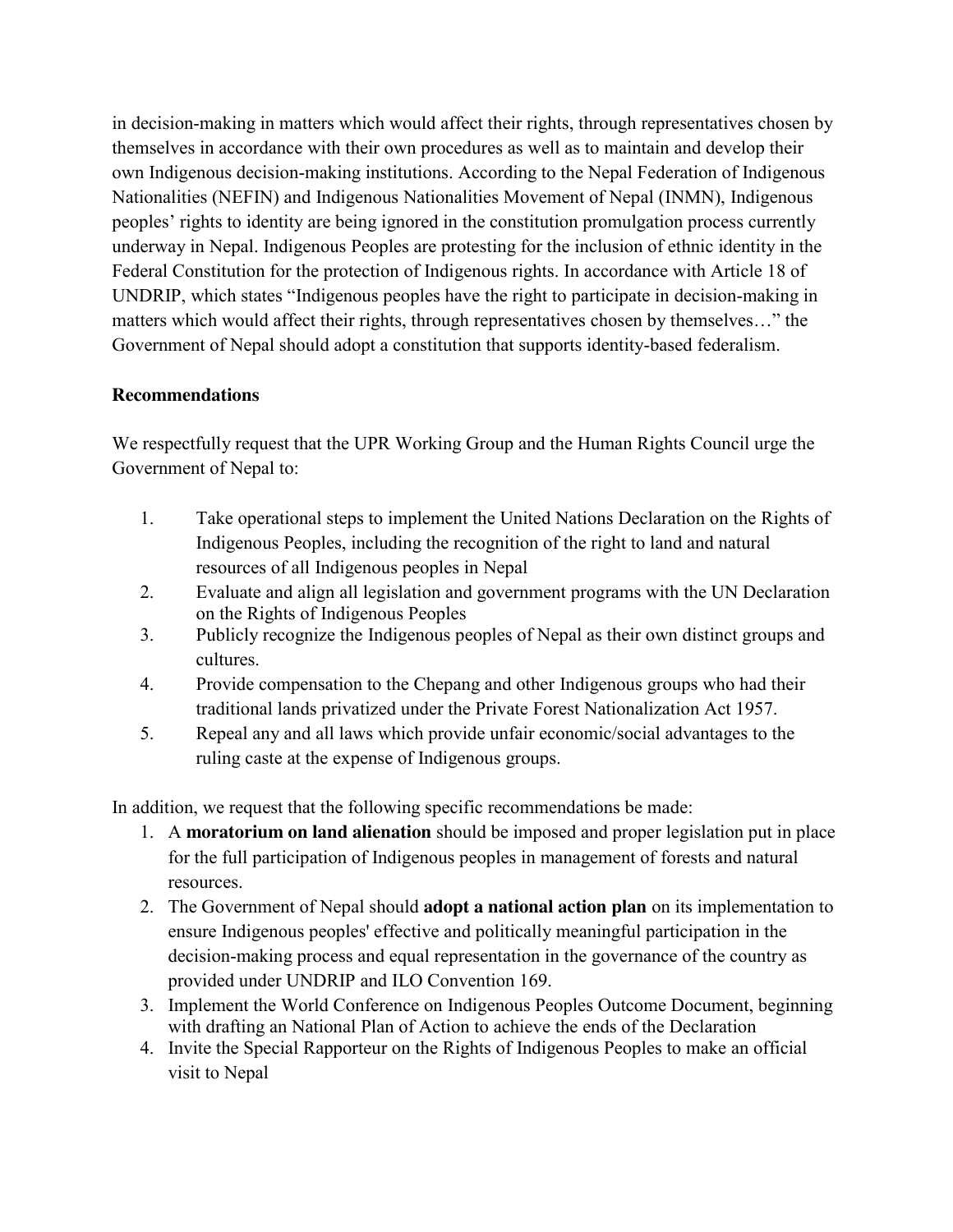in decision-making in matters which would affect their rights, through representatives chosen by themselves in accordance with their own procedures as well as to maintain and develop their own Indigenous decision-making institutions. According to the Nepal Federation of Indigenous Nationalities (NEFIN) and Indigenous Nationalities Movement of Nepal (INMN), Indigenous peoples' rights to identity are being ignored in the constitution promulgation process currently underway in Nepal. Indigenous Peoples are protesting for the inclusion of ethnic identity in the Federal Constitution for the protection of Indigenous rights. In accordance with Article 18 of UNDRIP, which states "Indigenous peoples have the right to participate in decision-making in matters which would affect their rights, through representatives chosen by themselves…" the Government of Nepal should adopt a constitution that supports identity-based federalism.

**Recommendations**

We respectfully request that the UPR Working Group and the Human Rights Council urge the Government of Nepal to:

1. Take operational steps to implement the United Nations Declaration on the Rights of Indigenous Peoples, including the recognition of the right to land and natural resources of all Indigenous peoples in Nepal
2. Evaluate and align all legislation and government programs with the UN Declaration on the Rights of Indigenous Peoples
3. Publicly recognize the Indigenous peoples of Nepal as their own distinct groups and cultures.
4. Provide compensation to the Chepang and other Indigenous groups who had their traditional lands privatized under the Private Forest Nationalization Act 1957.
5. Repeal any and all laws which provide unfair economic/social advantages to the ruling caste at the expense of Indigenous groups.

In addition, we request that the following specific recommendations be made:

1. A **moratorium on land alienation** should be imposed and proper legislation put in place for the full participation of Indigenous peoples in management of forests and natural resources.
2. The Government of Nepal should **adopt a national action plan** on its implementation to ensure Indigenous peoples' effective and politically meaningful participation in the decision-making process and equal representation in the governance of the country as provided under UNDRIP and ILO Convention 169.
3. Implement the World Conference on Indigenous Peoples Outcome Document, beginning with drafting an National Plan of Action to achieve the ends of the Declaration
4. Invite the Special Rapporteur on the Rights of Indigenous Peoples to make an official visit to Nepal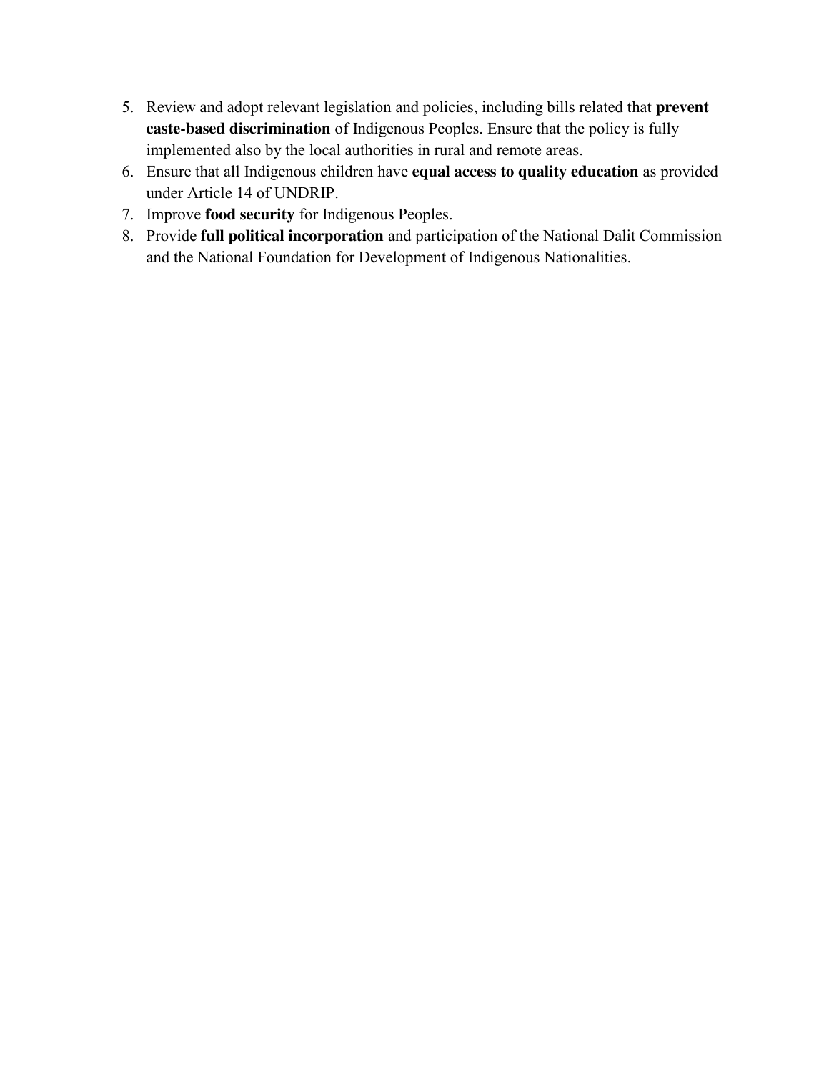5. Review and adopt relevant legislation and policies, including bills related that **prevent caste-based discrimination** of Indigenous Peoples. Ensure that the policy is fully implemented also by the local authorities in rural and remote areas.
6. Ensure that all Indigenous children have **equal access to quality education** as provided under Article 14 of UNDRIP.
7. Improve **food security** for Indigenous Peoples.
8. Provide **full political incorporation** and participation of the National Dalit Commission and the National Foundation for Development of Indigenous Nationalities.